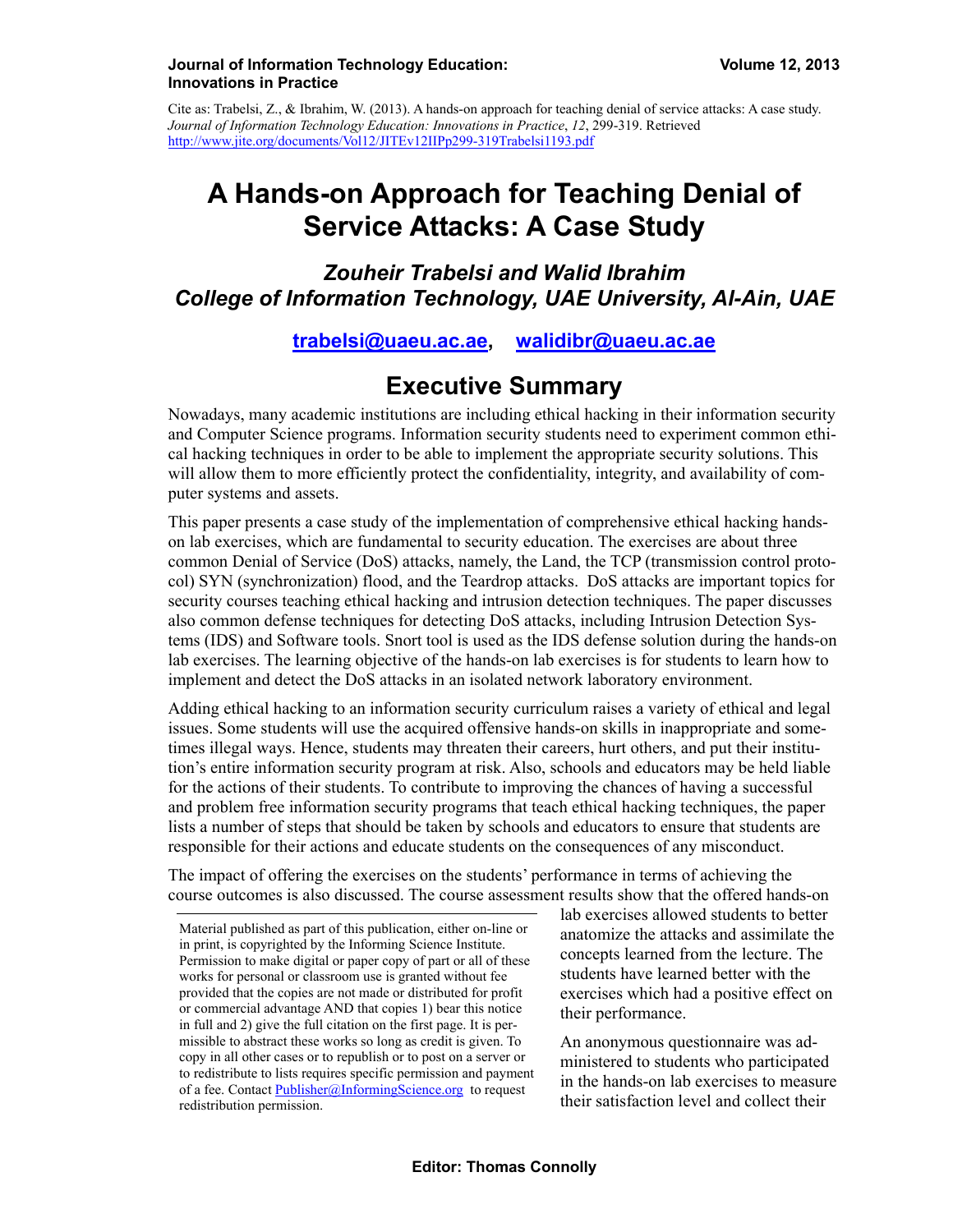Cite as: Trabelsi, Z., & Ibrahim, W. (2013). A hands-on approach for teaching denial of service attacks: A case study. *Journal of Information Technology Education: Innovations in Practice*, *12*, 299-319. Retrieved http://www.jite.org/documents/Vol12/JITEv12IIPp299-319Trabelsi1193.pdf

# A Hands-on Approach for Teaching Denial of Service Attacks: A Case Study

## *Zouheir Trabelsi and Walid Ibrahim*
## *College of Information Technology, UAE University, Al-Ain, UAE*

**trabelsi@uaeu.ac.ae, walidibr@uaeu.ac.ae**

## Executive Summary

Nowadays, many academic institutions are including ethical hacking in their information security and Computer Science programs. Information security students need to experiment common ethical hacking techniques in order to be able to implement the appropriate security solutions. This will allow them to more efficiently protect the confidentiality, integrity, and availability of computer systems and assets.

This paper presents a case study of the implementation of comprehensive ethical hacking hands-on lab exercises, which are fundamental to security education. The exercises are about three common Denial of Service (DoS) attacks, namely, the Land, the TCP (transmission control protocol) SYN (synchronization) flood, and the Teardrop attacks. DoS attacks are important topics for security courses teaching ethical hacking and intrusion detection techniques. The paper discusses also common defense techniques for detecting DoS attacks, including Intrusion Detection Systems (IDS) and Software tools. Snort tool is used as the IDS defense solution during the hands-on lab exercises. The learning objective of the hands-on lab exercises is for students to learn how to implement and detect the DoS attacks in an isolated network laboratory environment.

Adding ethical hacking to an information security curriculum raises a variety of ethical and legal issues. Some students will use the acquired offensive hands-on skills in inappropriate and sometimes illegal ways. Hence, students may threaten their careers, hurt others, and put their institution's entire information security program at risk. Also, schools and educators may be held liable for the actions of their students. To contribute to improving the chances of having a successful and problem free information security programs that teach ethical hacking techniques, the paper lists a number of steps that should be taken by schools and educators to ensure that students are responsible for their actions and educate students on the consequences of any misconduct.

The impact of offering the exercises on the students' performance in terms of achieving the course outcomes is also discussed. The course assessment results show that the offered hands-on lab exercises allowed students to better anatomize the attacks and assimilate the concepts learned from the lecture. The students have learned better with the exercises which had a positive effect on their performance.

An anonymous questionnaire was administered to students who participated in the hands-on lab exercises to measure their satisfaction level and collect their

Material published as part of this publication, either on-line or in print, is copyrighted by the Informing Science Institute. Permission to make digital or paper copy of part or all of these works for personal or classroom use is granted without fee provided that the copies are not made or distributed for profit or commercial advantage AND that copies 1) bear this notice in full and 2) give the full citation on the first page. It is permissible to abstract these works so long as credit is given. To copy in all other cases or to republish or to post on a server or to redistribute to lists requires specific permission and payment of a fee. Contact Publisher@InformingScience.org to request redistribution permission.

**Editor: Thomas Connolly**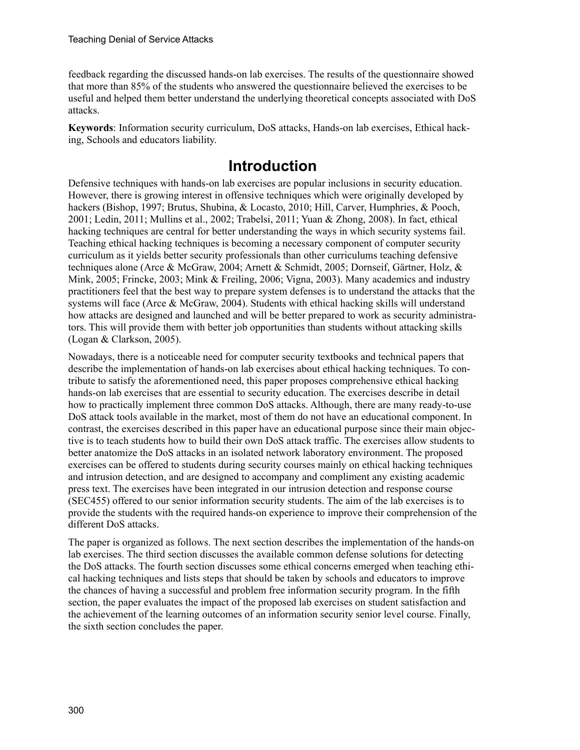feedback regarding the discussed hands-on lab exercises. The results of the questionnaire showed that more than 85% of the students who answered the questionnaire believed the exercises to be useful and helped them better understand the underlying theoretical concepts associated with DoS attacks.

**Keywords**: Information security curriculum, DoS attacks, Hands-on lab exercises, Ethical hacking, Schools and educators liability.

# Introduction

Defensive techniques with hands-on lab exercises are popular inclusions in security education. However, there is growing interest in offensive techniques which were originally developed by hackers (Bishop, 1997; Brutus, Shubina, & Locasto, 2010; Hill, Carver, Humphries, & Pooch, 2001; Ledin, 2011; Mullins et al., 2002; Trabelsi, 2011; Yuan & Zhong, 2008). In fact, ethical hacking techniques are central for better understanding the ways in which security systems fail. Teaching ethical hacking techniques is becoming a necessary component of computer security curriculum as it yields better security professionals than other curriculums teaching defensive techniques alone (Arce & McGraw, 2004; Arnett & Schmidt, 2005; Dornseif, Gärtner, Holz, & Mink, 2005; Frincke, 2003; Mink & Freiling, 2006; Vigna, 2003). Many academics and industry practitioners feel that the best way to prepare system defenses is to understand the attacks that the systems will face (Arce & McGraw, 2004). Students with ethical hacking skills will understand how attacks are designed and launched and will be better prepared to work as security administrators. This will provide them with better job opportunities than students without attacking skills (Logan & Clarkson, 2005).

Nowadays, there is a noticeable need for computer security textbooks and technical papers that describe the implementation of hands-on lab exercises about ethical hacking techniques. To contribute to satisfy the aforementioned need, this paper proposes comprehensive ethical hacking hands-on lab exercises that are essential to security education. The exercises describe in detail how to practically implement three common DoS attacks. Although, there are many ready-to-use DoS attack tools available in the market, most of them do not have an educational component. In contrast, the exercises described in this paper have an educational purpose since their main objective is to teach students how to build their own DoS attack traffic. The exercises allow students to better anatomize the DoS attacks in an isolated network laboratory environment. The proposed exercises can be offered to students during security courses mainly on ethical hacking techniques and intrusion detection, and are designed to accompany and compliment any existing academic press text. The exercises have been integrated in our intrusion detection and response course (SEC455) offered to our senior information security students. The aim of the lab exercises is to provide the students with the required hands-on experience to improve their comprehension of the different DoS attacks.

The paper is organized as follows. The next section describes the implementation of the hands-on lab exercises. The third section discusses the available common defense solutions for detecting the DoS attacks. The fourth section discusses some ethical concerns emerged when teaching ethical hacking techniques and lists steps that should be taken by schools and educators to improve the chances of having a successful and problem free information security program. In the fifth section, the paper evaluates the impact of the proposed lab exercises on student satisfaction and the achievement of the learning outcomes of an information security senior level course. Finally, the sixth section concludes the paper.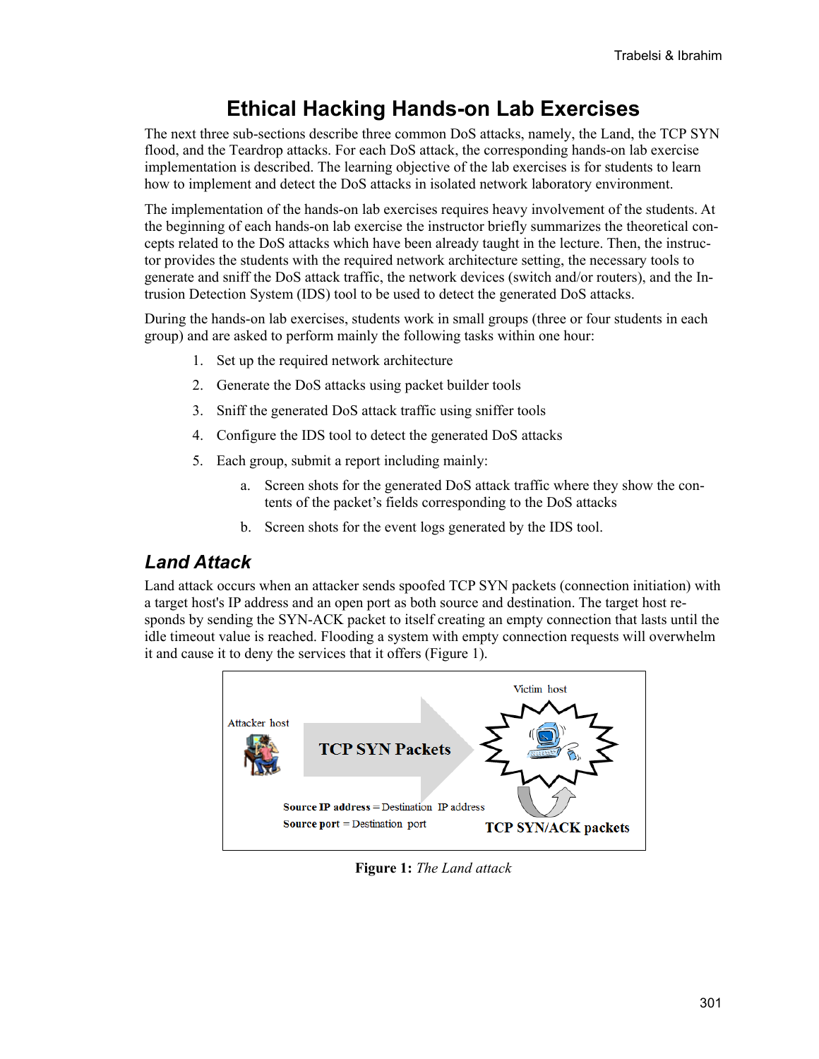# Ethical Hacking Hands-on Lab Exercises

The next three sub-sections describe three common DoS attacks, namely, the Land, the TCP SYN flood, and the Teardrop attacks. For each DoS attack, the corresponding hands-on lab exercise implementation is described. The learning objective of the lab exercises is for students to learn how to implement and detect the DoS attacks in isolated network laboratory environment.

The implementation of the hands-on lab exercises requires heavy involvement of the students. At the beginning of each hands-on lab exercise the instructor briefly summarizes the theoretical concepts related to the DoS attacks which have been already taught in the lecture. Then, the instructor provides the students with the required network architecture setting, the necessary tools to generate and sniff the DoS attack traffic, the network devices (switch and/or routers), and the Intrusion Detection System (IDS) tool to be used to detect the generated DoS attacks.

During the hands-on lab exercises, students work in small groups (three or four students in each group) and are asked to perform mainly the following tasks within one hour:

1. Set up the required network architecture
2. Generate the DoS attacks using packet builder tools
3. Sniff the generated DoS attack traffic using sniffer tools
4. Configure the IDS tool to detect the generated DoS attacks
5. Each group, submit a report including mainly:
    a. Screen shots for the generated DoS attack traffic where they show the contents of the packet's fields corresponding to the DoS attacks
    b. Screen shots for the event logs generated by the IDS tool.

## Land Attack

Land attack occurs when an attacker sends spoofed TCP SYN packets (connection initiation) with a target host's IP address and an open port as both source and destination. The target host responds by sending the SYN-ACK packet to itself creating an empty connection that lasts until the idle timeout value is reached. Flooding a system with empty connection requests will overwhelm it and cause it to deny the services that it offers (Figure 1).

**Figure 1:** *The Land attack*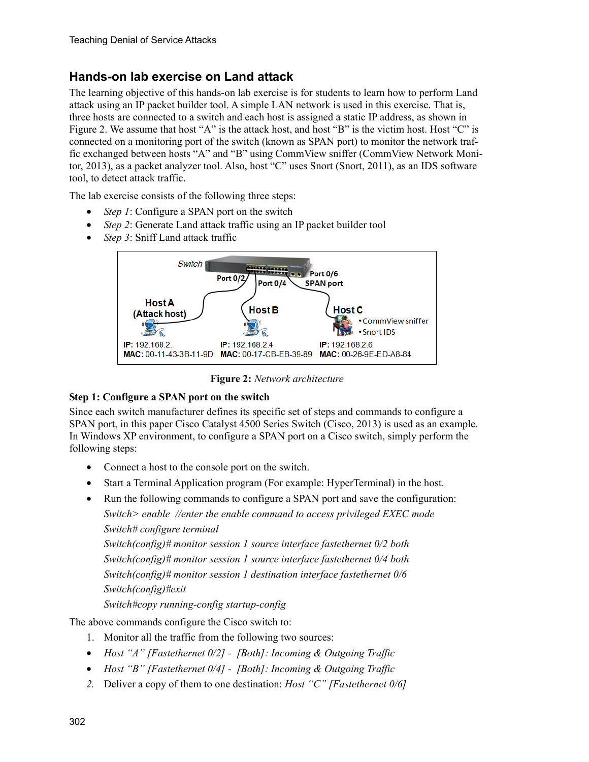## Hands-on lab exercise on Land attack

The learning objective of this hands-on lab exercise is for students to learn how to perform Land attack using an IP packet builder tool. A simple LAN network is used in this exercise. That is, three hosts are connected to a switch and each host is assigned a static IP address, as shown in Figure 2. We assume that host "A" is the attack host, and host "B" is the victim host. Host "C" is connected on a monitoring port of the switch (known as SPAN port) to monitor the network traffic exchanged between hosts "A" and "B" using CommView sniffer (CommView Network Monitor, 2013), as a packet analyzer tool. Also, host "C" uses Snort (Snort, 2011), as an IDS software tool, to detect attack traffic.

The lab exercise consists of the following three steps:

- *Step 1*: Configure a SPAN port on the switch
- *Step 2*: Generate Land attack traffic using an IP packet builder tool
- *Step 3*: Sniff Land attack traffic

Switch
Port 0/2 Port 0/4 Port 0/6 SPAN port

Host A (Attack host) — IP: 192.168.2. MAC: 00-11-43-3B-11-9D
Host B — IP: 192.168.2.4 MAC: 00-17-CB-EB-39-89
Host C •CommView sniffer •Snort IDS — IP: 192.168.2.6 MAC: 00-26-9E-ED-A8-84

**Figure 2:** *Network architecture*

**Step 1: Configure a SPAN port on the switch**

Since each switch manufacturer defines its specific set of steps and commands to configure a SPAN port, in this paper Cisco Catalyst 4500 Series Switch (Cisco, 2013) is used as an example. In Windows XP environment, to configure a SPAN port on a Cisco switch, simply perform the following steps:

- Connect a host to the console port on the switch.
- Start a Terminal Application program (For example: HyperTerminal) in the host.
- Run the following commands to configure a SPAN port and save the configuration:

  *Switch> enable //enter the enable command to access privileged EXEC mode*

  *Switch# configure terminal*

  *Switch(config)# monitor session 1 source interface fastethernet 0/2 both*

  *Switch(config)# monitor session 1 source interface fastethernet 0/4 both*

  *Switch(config)# monitor session 1 destination interface fastethernet 0/6*

  *Switch(config)#exit*

  *Switch#copy running-config startup-config*

The above commands configure the Cisco switch to:

1. Monitor all the traffic from the following two sources:
   - *Host "A" [Fastethernet 0/2] - [Both]: Incoming & Outgoing Traffic*
   - *Host "B" [Fastethernet 0/4] - [Both]: Incoming & Outgoing Traffic*
2. Deliver a copy of them to one destination: *Host "C" [Fastethernet 0/6]*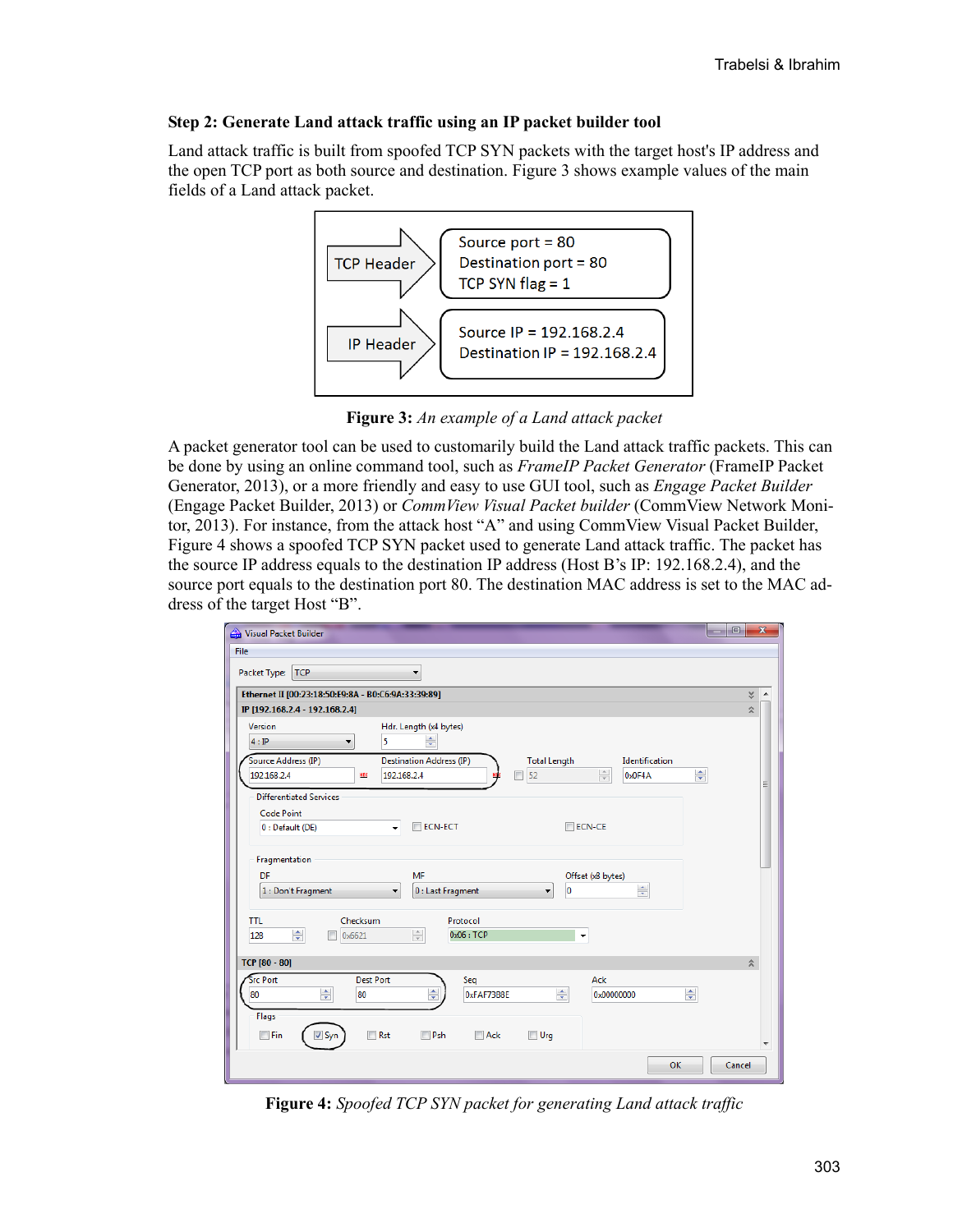**Step 2: Generate Land attack traffic using an IP packet builder tool**

Land attack traffic is built from spoofed TCP SYN packets with the target host's IP address and the open TCP port as both source and destination. Figure 3 shows example values of the main fields of a Land attack packet.

**Figure 3:** *An example of a Land attack packet*

A packet generator tool can be used to customarily build the Land attack traffic packets. This can be done by using an online command tool, such as *FrameIP Packet Generator* (FrameIP Packet Generator, 2013), or a more friendly and easy to use GUI tool, such as *Engage Packet Builder* (Engage Packet Builder, 2013) or *CommView Visual Packet builder* (CommView Network Monitor, 2013). For instance, from the attack host "A" and using CommView Visual Packet Builder, Figure 4 shows a spoofed TCP SYN packet used to generate Land attack traffic. The packet has the source IP address equals to the destination IP address (Host B's IP: 192.168.2.4), and the source port equals to the destination port 80. The destination MAC address is set to the MAC address of the target Host "B".

**Figure 4:** *Spoofed TCP SYN packet for generating Land attack traffic*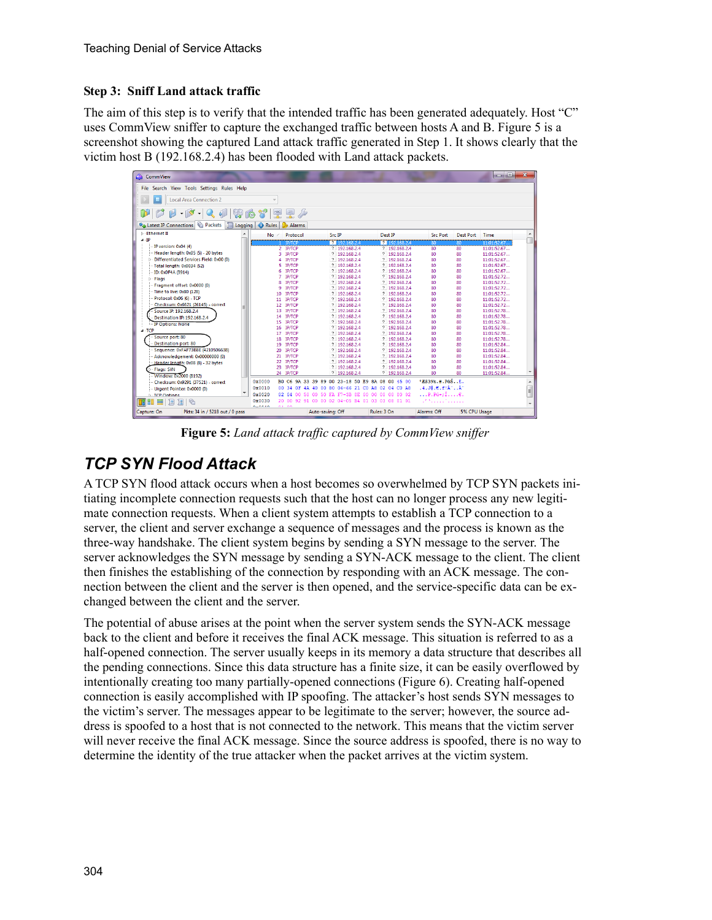### Step 3: Sniff Land attack traffic

The aim of this step is to verify that the intended traffic has been generated adequately. Host "C" uses CommView sniffer to capture the exchanged traffic between hosts A and B. Figure 5 is a screenshot showing the captured Land attack traffic generated in Step 1. It shows clearly that the victim host B (192.168.2.4) has been flooded with Land attack packets.

**Figure 5:** *Land attack traffic captured by CommView sniffer*

## TCP SYN Flood Attack

A TCP SYN flood attack occurs when a host becomes so overwhelmed by TCP SYN packets initiating incomplete connection requests such that the host can no longer process any new legitimate connection requests. When a client system attempts to establish a TCP connection to a server, the client and server exchange a sequence of messages and the process is known as the three-way handshake. The client system begins by sending a SYN message to the server. The server acknowledges the SYN message by sending a SYN-ACK message to the client. The client then finishes the establishing of the connection by responding with an ACK message. The connection between the client and the server is then opened, and the service-specific data can be exchanged between the client and the server.

The potential of abuse arises at the point when the server system sends the SYN-ACK message back to the client and before it receives the final ACK message. This situation is referred to as a half-opened connection. The server usually keeps in its memory a data structure that describes all the pending connections. Since this data structure has a finite size, it can be easily overflowed by intentionally creating too many partially-opened connections (Figure 6). Creating half-opened connection is easily accomplished with IP spoofing. The attacker's host sends SYN messages to the victim's server. The messages appear to be legitimate to the server; however, the source address is spoofed to a host that is not connected to the network. This means that the victim server will never receive the final ACK message. Since the source address is spoofed, there is no way to determine the identity of the true attacker when the packet arrives at the victim system.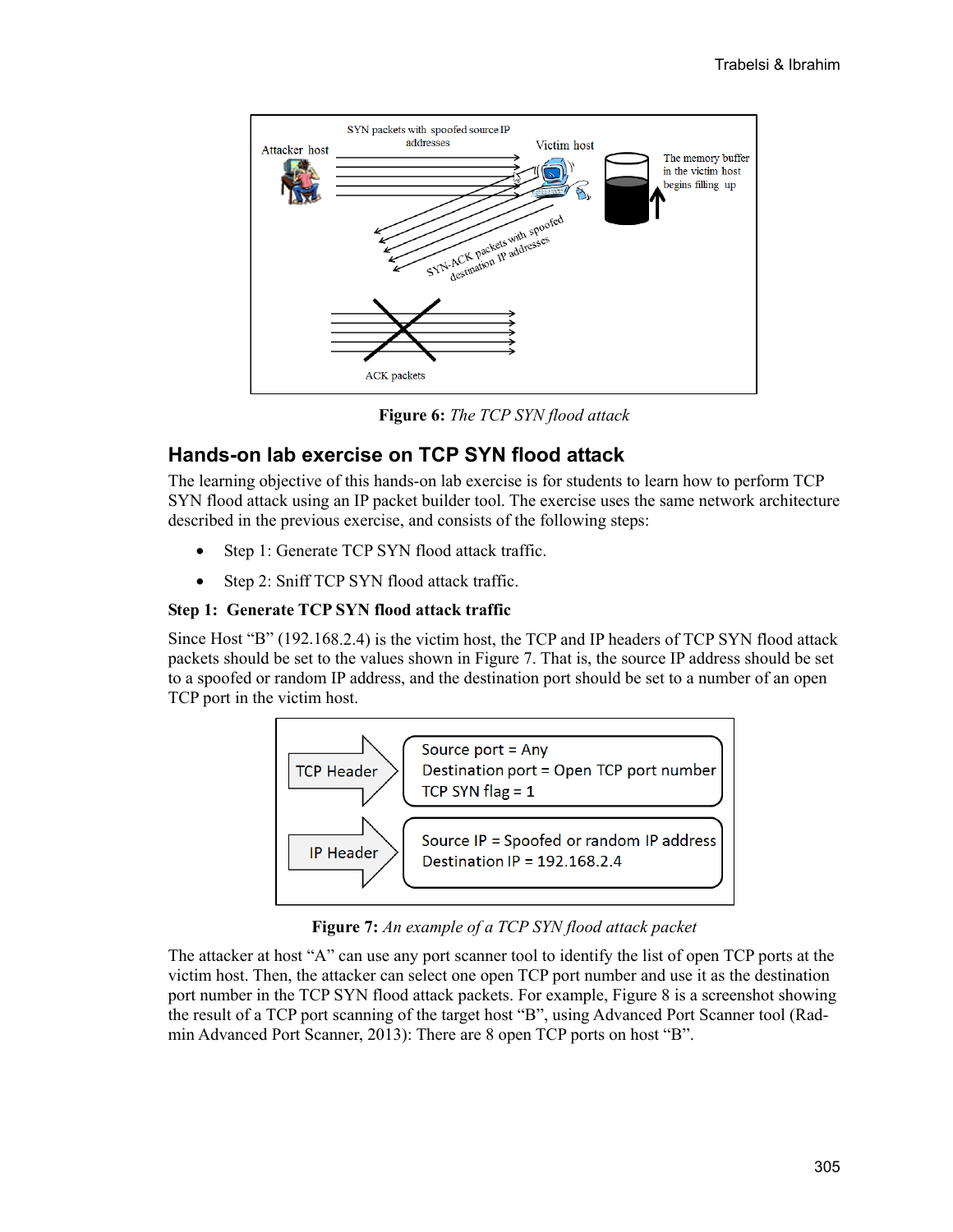Figure 6: *The TCP SYN flood attack*

## Hands-on lab exercise on TCP SYN flood attack

The learning objective of this hands-on lab exercise is for students to learn how to perform TCP SYN flood attack using an IP packet builder tool. The exercise uses the same network architecture described in the previous exercise, and consists of the following steps:

- Step 1: Generate TCP SYN flood attack traffic.
- Step 2: Sniff TCP SYN flood attack traffic.

**Step 1: Generate TCP SYN flood attack traffic**

Since Host "B" (192.168.2.4) is the victim host, the TCP and IP headers of TCP SYN flood attack packets should be set to the values shown in Figure 7. That is, the source IP address should be set to a spoofed or random IP address, and the destination port should be set to a number of an open TCP port in the victim host.

Figure 7: *An example of a TCP SYN flood attack packet*

The attacker at host "A" can use any port scanner tool to identify the list of open TCP ports at the victim host. Then, the attacker can select one open TCP port number and use it as the destination port number in the TCP SYN flood attack packets. For example, Figure 8 is a screenshot showing the result of a TCP port scanning of the target host "B", using Advanced Port Scanner tool (Radmin Advanced Port Scanner, 2013): There are 8 open TCP ports on host "B".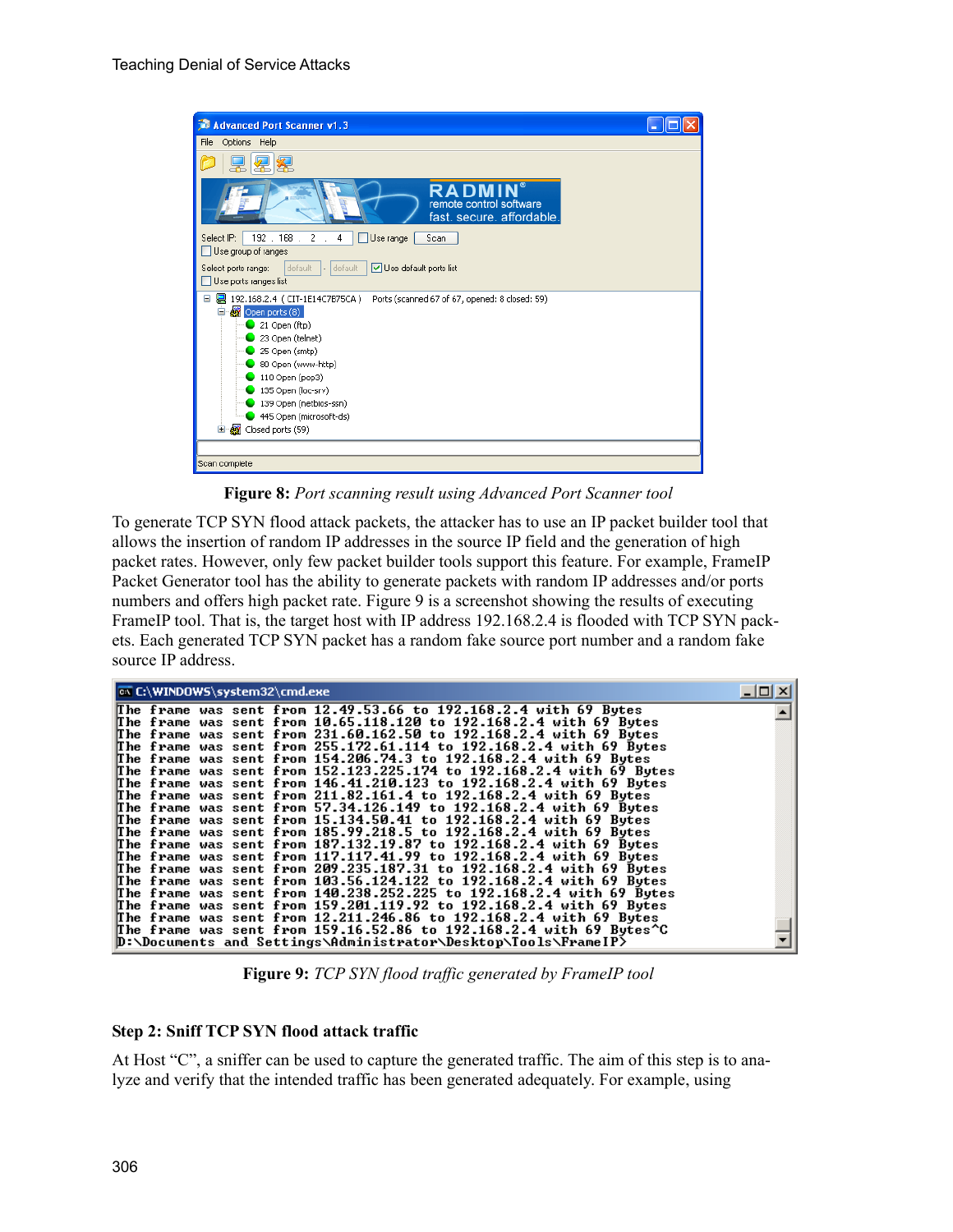**Figure 8:** *Port scanning result using Advanced Port Scanner tool*

To generate TCP SYN flood attack packets, the attacker has to use an IP packet builder tool that allows the insertion of random IP addresses in the source IP field and the generation of high packet rates. However, only few packet builder tools support this feature. For example, FrameIP Packet Generator tool has the ability to generate packets with random IP addresses and/or ports numbers and offers high packet rate. Figure 9 is a screenshot showing the results of executing FrameIP tool. That is, the target host with IP address 192.168.2.4 is flooded with TCP SYN packets. Each generated TCP SYN packet has a random fake source port number and a random fake source IP address.

**Figure 9:** *TCP SYN flood traffic generated by FrameIP tool*

**Step 2: Sniff TCP SYN flood attack traffic**

At Host "C", a sniffer can be used to capture the generated traffic. The aim of this step is to analyze and verify that the intended traffic has been generated adequately. For example, using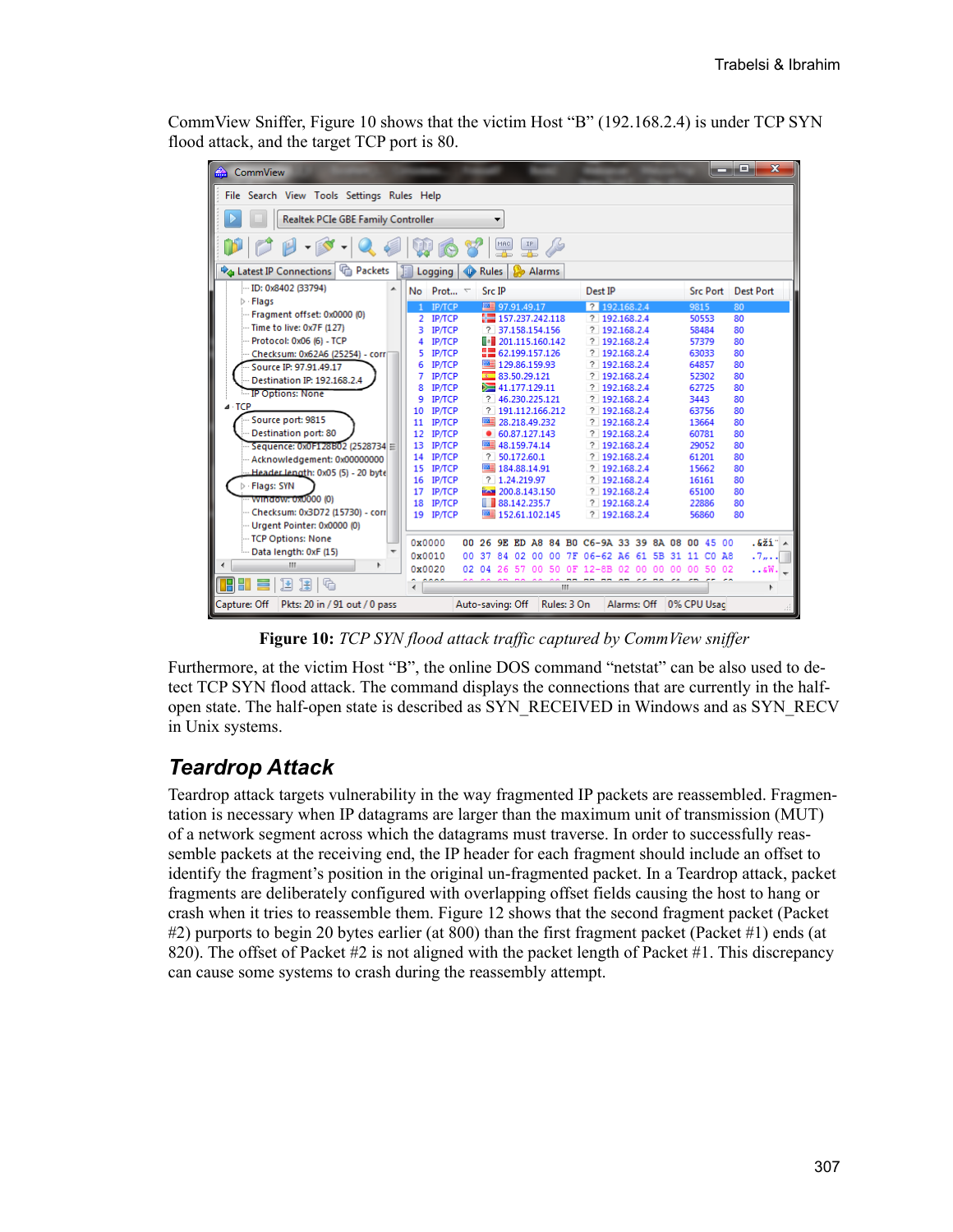CommView Sniffer, Figure 10 shows that the victim Host “B” (192.168.2.4) is under TCP SYN flood attack, and the target TCP port is 80.

**Figure 10:** *TCP SYN flood attack traffic captured by CommView sniffer*

Furthermore, at the victim Host “B”, the online DOS command “netstat” can be also used to detect TCP SYN flood attack. The command displays the connections that are currently in the half-open state. The half-open state is described as SYN_RECEIVED in Windows and as SYN_RECV in Unix systems.

## Teardrop Attack

Teardrop attack targets vulnerability in the way fragmented IP packets are reassembled. Fragmentation is necessary when IP datagrams are larger than the maximum unit of transmission (MUT) of a network segment across which the datagrams must traverse. In order to successfully reassemble packets at the receiving end, the IP header for each fragment should include an offset to identify the fragment’s position in the original un-fragmented packet. In a Teardrop attack, packet fragments are deliberately configured with overlapping offset fields causing the host to hang or crash when it tries to reassemble them. Figure 12 shows that the second fragment packet (Packet #2) purports to begin 20 bytes earlier (at 800) than the first fragment packet (Packet #1) ends (at 820). The offset of Packet #2 is not aligned with the packet length of Packet #1. This discrepancy can cause some systems to crash during the reassembly attempt.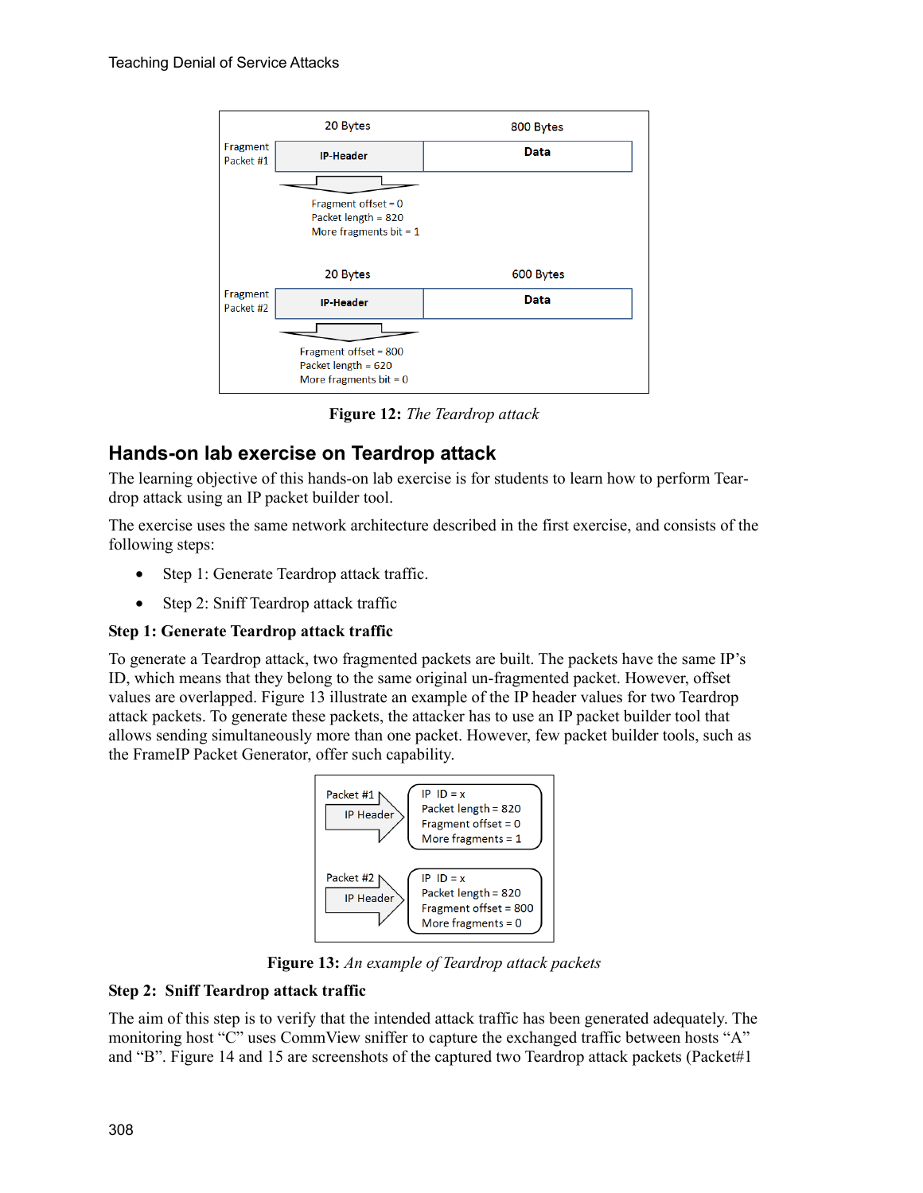| | 20 Bytes | 800 Bytes |
|---|---|---|
| Fragment Packet #1 | IP-Header | Data |

Fragment offset = 0
Packet length = 820
More fragments bit = 1

| | 20 Bytes | 600 Bytes |
|---|---|---|
| Fragment Packet #2 | IP-Header | Data |

Fragment offset = 800
Packet length = 620
More fragments bit = 0

**Figure 12:** *The Teardrop attack*

## Hands-on lab exercise on Teardrop attack

The learning objective of this hands-on lab exercise is for students to learn how to perform Teardrop attack using an IP packet builder tool.

The exercise uses the same network architecture described in the first exercise, and consists of the following steps:

- Step 1: Generate Teardrop attack traffic.
- Step 2: Sniff Teardrop attack traffic

**Step 1: Generate Teardrop attack traffic**

To generate a Teardrop attack, two fragmented packets are built. The packets have the same IP's ID, which means that they belong to the same original un-fragmented packet. However, offset values are overlapped. Figure 13 illustrate an example of the IP header values for two Teardrop attack packets. To generate these packets, the attacker has to use an IP packet builder tool that allows sending simultaneously more than one packet. However, few packet builder tools, such as the FrameIP Packet Generator, offer such capability.

Packet #1 — IP Header:
IP ID = x
Packet length = 820
Fragment offset = 0
More fragments = 1

Packet #2 — IP Header:
IP ID = x
Packet length = 820
Fragment offset = 800
More fragments = 0

**Figure 13:** *An example of Teardrop attack packets*

**Step 2: Sniff Teardrop attack traffic**

The aim of this step is to verify that the intended attack traffic has been generated adequately. The monitoring host "C" uses CommView sniffer to capture the exchanged traffic between hosts "A" and "B". Figure 14 and 15 are screenshots of the captured two Teardrop attack packets (Packet#1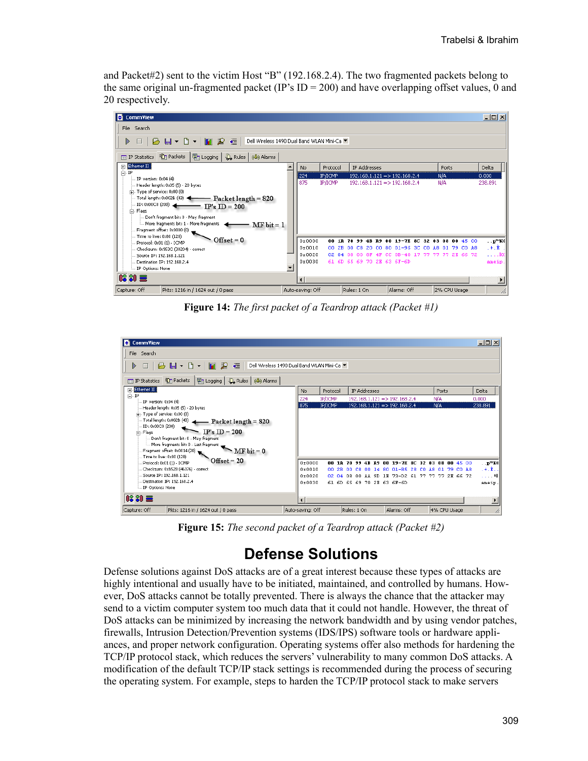and Packet#2) sent to the victim Host "B" (192.168.2.4). The two fragmented packets belong to the same original un-fragmented packet (IP's ID = 200) and have overlapping offset values, 0 and 20 respectively.

**Figure 14:** *The first packet of a Teardrop attack (Packet #1)*

**Figure 15:** *The second packet of a Teardrop attack (Packet #2)*

# Defense Solutions

Defense solutions against DoS attacks are of a great interest because these types of attacks are highly intentional and usually have to be initiated, maintained, and controlled by humans. However, DoS attacks cannot be totally prevented. There is always the chance that the attacker may send to a victim computer system too much data that it could not handle. However, the threat of DoS attacks can be minimized by increasing the network bandwidth and by using vendor patches, firewalls, Intrusion Detection/Prevention systems (IDS/IPS) software tools or hardware appliances, and proper network configuration. Operating systems offer also methods for hardening the TCP/IP protocol stack, which reduces the servers' vulnerability to many common DoS attacks. A modification of the default TCP/IP stack settings is recommended during the process of securing the operating system. For example, steps to harden the TCP/IP protocol stack to make servers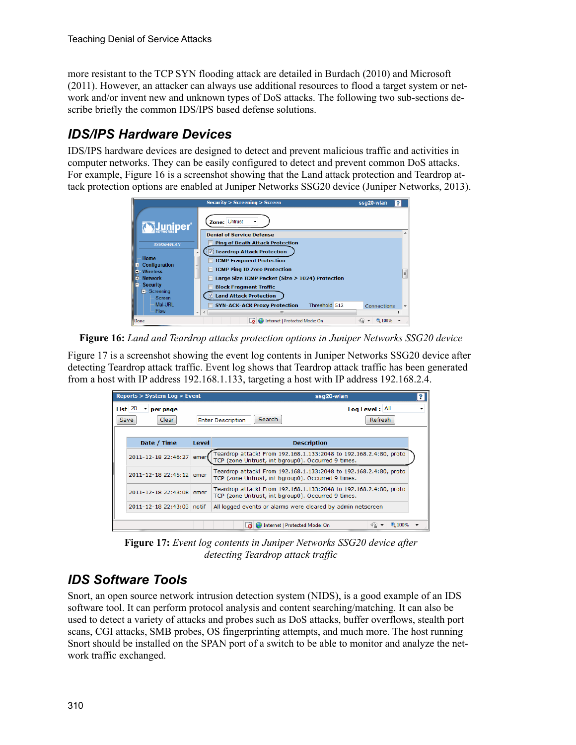more resistant to the TCP SYN flooding attack are detailed in Burdach (2010) and Microsoft (2011). However, an attacker can always use additional resources to flood a target system or network and/or invent new and unknown types of DoS attacks. The following two sub-sections describe briefly the common IDS/IPS based defense solutions.

## IDS/IPS Hardware Devices

IDS/IPS hardware devices are designed to detect and prevent malicious traffic and activities in computer networks. They can be easily configured to detect and prevent common DoS attacks. For example, Figure 16 is a screenshot showing that the Land attack protection and Teardrop attack protection options are enabled at Juniper Networks SSG20 device (Juniper Networks, 2013).

**Figure 16:** *Land and Teardrop attacks protection options in Juniper Networks SSG20 device*

Figure 17 is a screenshot showing the event log contents in Juniper Networks SSG20 device after detecting Teardrop attack traffic. Event log shows that Teardrop attack traffic has been generated from a host with IP address 192.168.1.133, targeting a host with IP address 192.168.2.4.

**Figure 17:** *Event log contents in Juniper Networks SSG20 device after detecting Teardrop attack traffic*

## IDS Software Tools

Snort, an open source network intrusion detection system (NIDS), is a good example of an IDS software tool. It can perform protocol analysis and content searching/matching. It can also be used to detect a variety of attacks and probes such as DoS attacks, buffer overflows, stealth port scans, CGI attacks, SMB probes, OS fingerprinting attempts, and much more. The host running Snort should be installed on the SPAN port of a switch to be able to monitor and analyze the network traffic exchanged.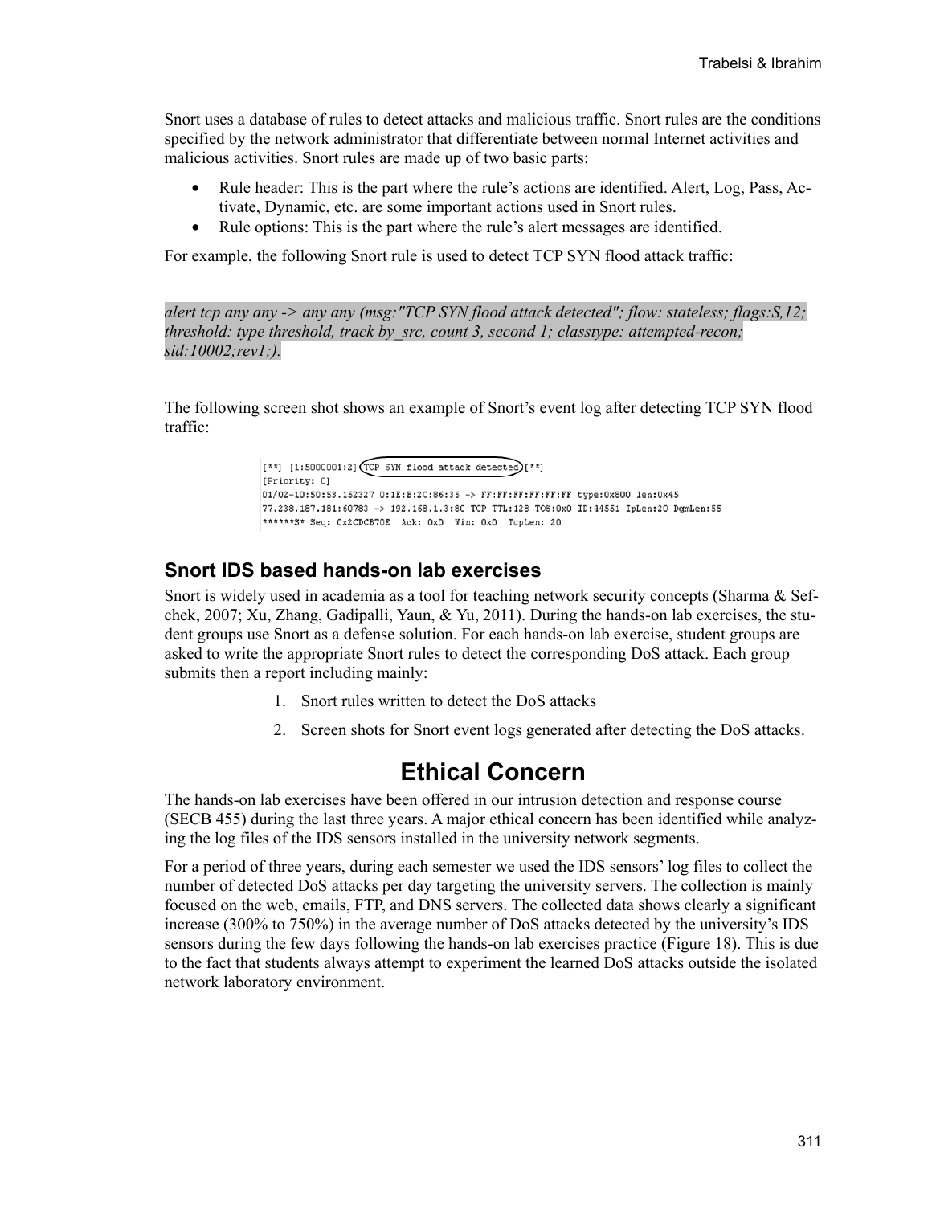Snort uses a database of rules to detect attacks and malicious traffic. Snort rules are the conditions specified by the network administrator that differentiate between normal Internet activities and malicious activities. Snort rules are made up of two basic parts:

- Rule header: This is the part where the rule's actions are identified. Alert, Log, Pass, Activate, Dynamic, etc. are some important actions used in Snort rules.
- Rule options: This is the part where the rule's alert messages are identified.

For example, the following Snort rule is used to detect TCP SYN flood attack traffic:

*alert tcp any any -> any any (msg:"TCP SYN flood attack detected"; flow: stateless; flags:S,12; threshold: type threshold, track by_src, count 3, second 1; classtype: attempted-recon; sid:10002;rev1;).*

The following screen shot shows an example of Snort's event log after detecting TCP SYN flood traffic:

```
[**] [1:5000001:2] TCP SYN flood attack detected [**]
[Priority: 0]
01/02-10:50:53.152327 0:1E:B:2C:86:36 -> FF:FF:FF:FF:FF:FF type:0x800 len:0x45
77.238.187.181:60783 -> 192.168.1.3:80 TCP TTL:128 TOS:0x0 ID:44551 IpLen:20 DgmLen:55
******S* Seq: 0x2CDCB70E  Ack: 0x0  Win: 0x0  TcpLen: 20
```

### Snort IDS based hands-on lab exercises

Snort is widely used in academia as a tool for teaching network security concepts (Sharma & Sefchek, 2007; Xu, Zhang, Gadipalli, Yaun, & Yu, 2011). During the hands-on lab exercises, the student groups use Snort as a defense solution. For each hands-on lab exercise, student groups are asked to write the appropriate Snort rules to detect the corresponding DoS attack. Each group submits then a report including mainly:

1. Snort rules written to detect the DoS attacks
2. Screen shots for Snort event logs generated after detecting the DoS attacks.

## Ethical Concern

The hands-on lab exercises have been offered in our intrusion detection and response course (SECB 455) during the last three years. A major ethical concern has been identified while analyzing the log files of the IDS sensors installed in the university network segments.

For a period of three years, during each semester we used the IDS sensors' log files to collect the number of detected DoS attacks per day targeting the university servers. The collection is mainly focused on the web, emails, FTP, and DNS servers. The collected data shows clearly a significant increase (300% to 750%) in the average number of DoS attacks detected by the university's IDS sensors during the few days following the hands-on lab exercises practice (Figure 18). This is due to the fact that students always attempt to experiment the learned DoS attacks outside the isolated network laboratory environment.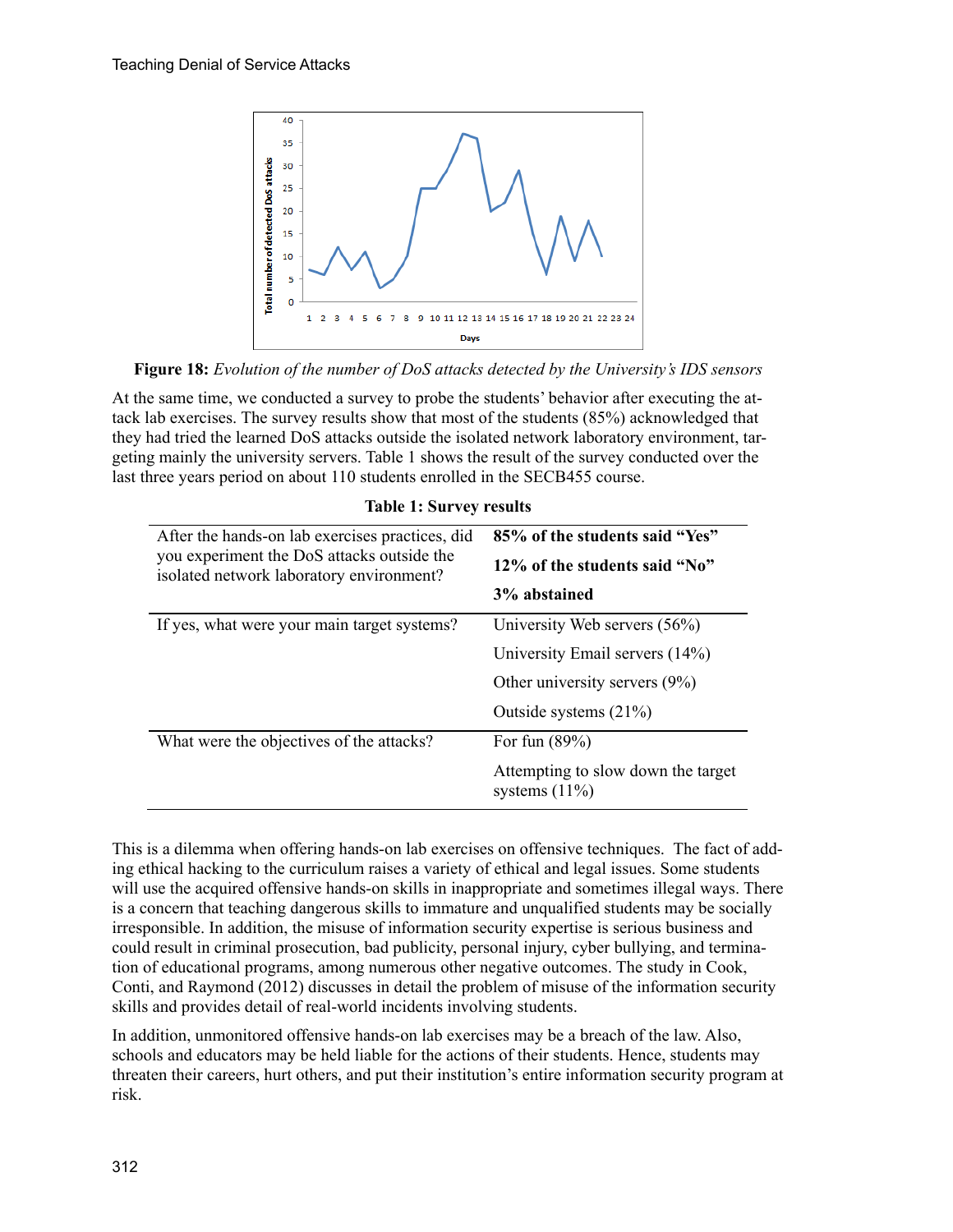**Figure 18:** *Evolution of the number of DoS attacks detected by the University's IDS sensors*

At the same time, we conducted a survey to probe the students' behavior after executing the attack lab exercises. The survey results show that most of the students (85%) acknowledged that they had tried the learned DoS attacks outside the isolated network laboratory environment, targeting mainly the university servers. Table 1 shows the result of the survey conducted over the last three years period on about 110 students enrolled in the SECB455 course.

**Table 1: Survey results**

| | |
|---|---|
| After the hands-on lab exercises practices, did you experiment the DoS attacks outside the isolated network laboratory environment? | **85% of the students said "Yes"** |
| | **12% of the students said "No"** |
| | **3% abstained** |
| If yes, what were your main target systems? | University Web servers (56%) |
| | University Email servers (14%) |
| | Other university servers (9%) |
| | Outside systems (21%) |
| What were the objectives of the attacks? | For fun (89%) |
| | Attempting to slow down the target systems (11%) |

This is a dilemma when offering hands-on lab exercises on offensive techniques. The fact of adding ethical hacking to the curriculum raises a variety of ethical and legal issues. Some students will use the acquired offensive hands-on skills in inappropriate and sometimes illegal ways. There is a concern that teaching dangerous skills to immature and unqualified students may be socially irresponsible. In addition, the misuse of information security expertise is serious business and could result in criminal prosecution, bad publicity, personal injury, cyber bullying, and termination of educational programs, among numerous other negative outcomes. The study in Cook, Conti, and Raymond (2012) discusses in detail the problem of misuse of the information security skills and provides detail of real-world incidents involving students.

In addition, unmonitored offensive hands-on lab exercises may be a breach of the law. Also, schools and educators may be held liable for the actions of their students. Hence, students may threaten their careers, hurt others, and put their institution's entire information security program at risk.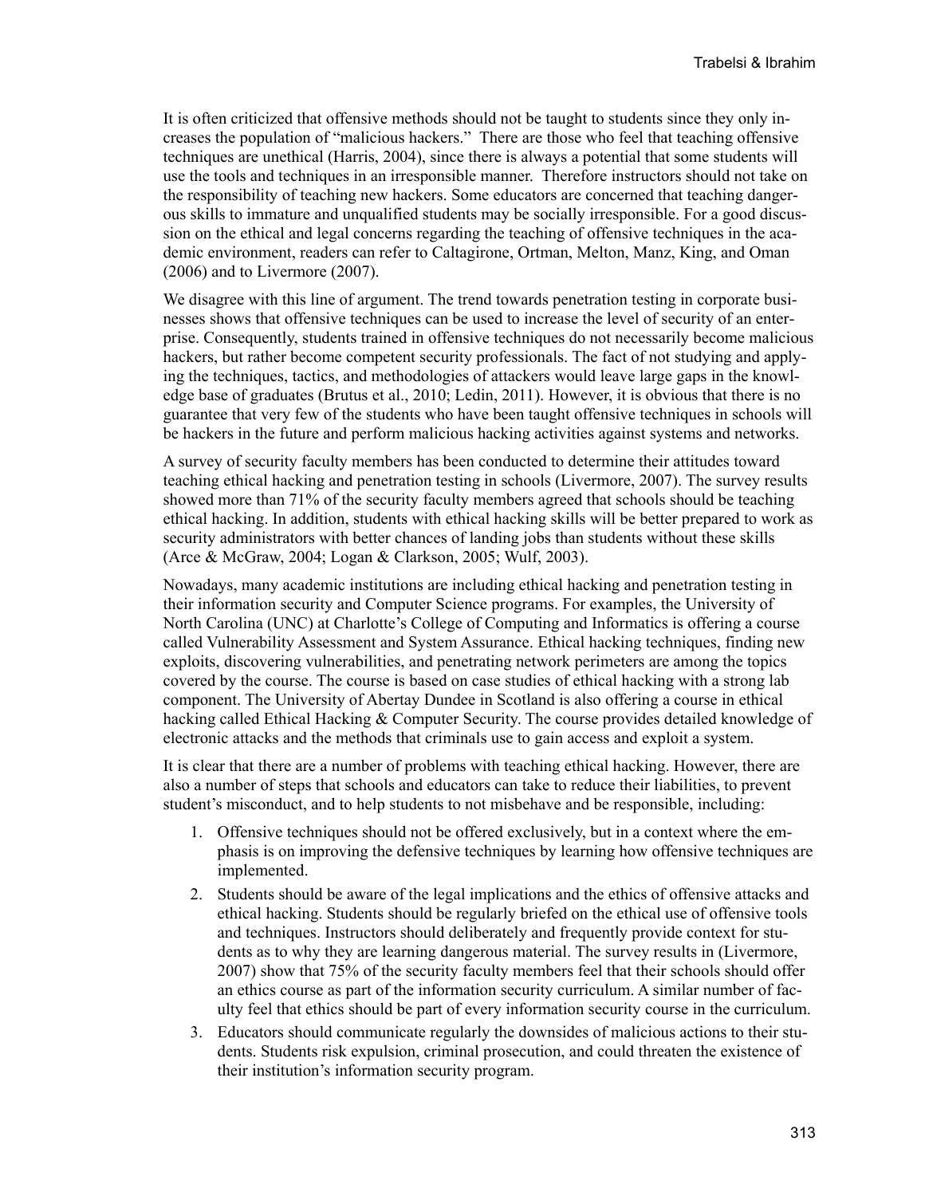It is often criticized that offensive methods should not be taught to students since they only increases the population of "malicious hackers." There are those who feel that teaching offensive techniques are unethical (Harris, 2004), since there is always a potential that some students will use the tools and techniques in an irresponsible manner. Therefore instructors should not take on the responsibility of teaching new hackers. Some educators are concerned that teaching dangerous skills to immature and unqualified students may be socially irresponsible. For a good discussion on the ethical and legal concerns regarding the teaching of offensive techniques in the academic environment, readers can refer to Caltagirone, Ortman, Melton, Manz, King, and Oman (2006) and to Livermore (2007).

We disagree with this line of argument. The trend towards penetration testing in corporate businesses shows that offensive techniques can be used to increase the level of security of an enterprise. Consequently, students trained in offensive techniques do not necessarily become malicious hackers, but rather become competent security professionals. The fact of not studying and applying the techniques, tactics, and methodologies of attackers would leave large gaps in the knowledge base of graduates (Brutus et al., 2010; Ledin, 2011). However, it is obvious that there is no guarantee that very few of the students who have been taught offensive techniques in schools will be hackers in the future and perform malicious hacking activities against systems and networks.

A survey of security faculty members has been conducted to determine their attitudes toward teaching ethical hacking and penetration testing in schools (Livermore, 2007). The survey results showed more than 71% of the security faculty members agreed that schools should be teaching ethical hacking. In addition, students with ethical hacking skills will be better prepared to work as security administrators with better chances of landing jobs than students without these skills (Arce & McGraw, 2004; Logan & Clarkson, 2005; Wulf, 2003).

Nowadays, many academic institutions are including ethical hacking and penetration testing in their information security and Computer Science programs. For examples, the University of North Carolina (UNC) at Charlotte's College of Computing and Informatics is offering a course called Vulnerability Assessment and System Assurance. Ethical hacking techniques, finding new exploits, discovering vulnerabilities, and penetrating network perimeters are among the topics covered by the course. The course is based on case studies of ethical hacking with a strong lab component. The University of Abertay Dundee in Scotland is also offering a course in ethical hacking called Ethical Hacking & Computer Security. The course provides detailed knowledge of electronic attacks and the methods that criminals use to gain access and exploit a system.

It is clear that there are a number of problems with teaching ethical hacking. However, there are also a number of steps that schools and educators can take to reduce their liabilities, to prevent student's misconduct, and to help students to not misbehave and be responsible, including:

1. Offensive techniques should not be offered exclusively, but in a context where the emphasis is on improving the defensive techniques by learning how offensive techniques are implemented.
2. Students should be aware of the legal implications and the ethics of offensive attacks and ethical hacking. Students should be regularly briefed on the ethical use of offensive tools and techniques. Instructors should deliberately and frequently provide context for students as to why they are learning dangerous material. The survey results in (Livermore, 2007) show that 75% of the security faculty members feel that their schools should offer an ethics course as part of the information security curriculum. A similar number of faculty feel that ethics should be part of every information security course in the curriculum.
3. Educators should communicate regularly the downsides of malicious actions to their students. Students risk expulsion, criminal prosecution, and could threaten the existence of their institution's information security program.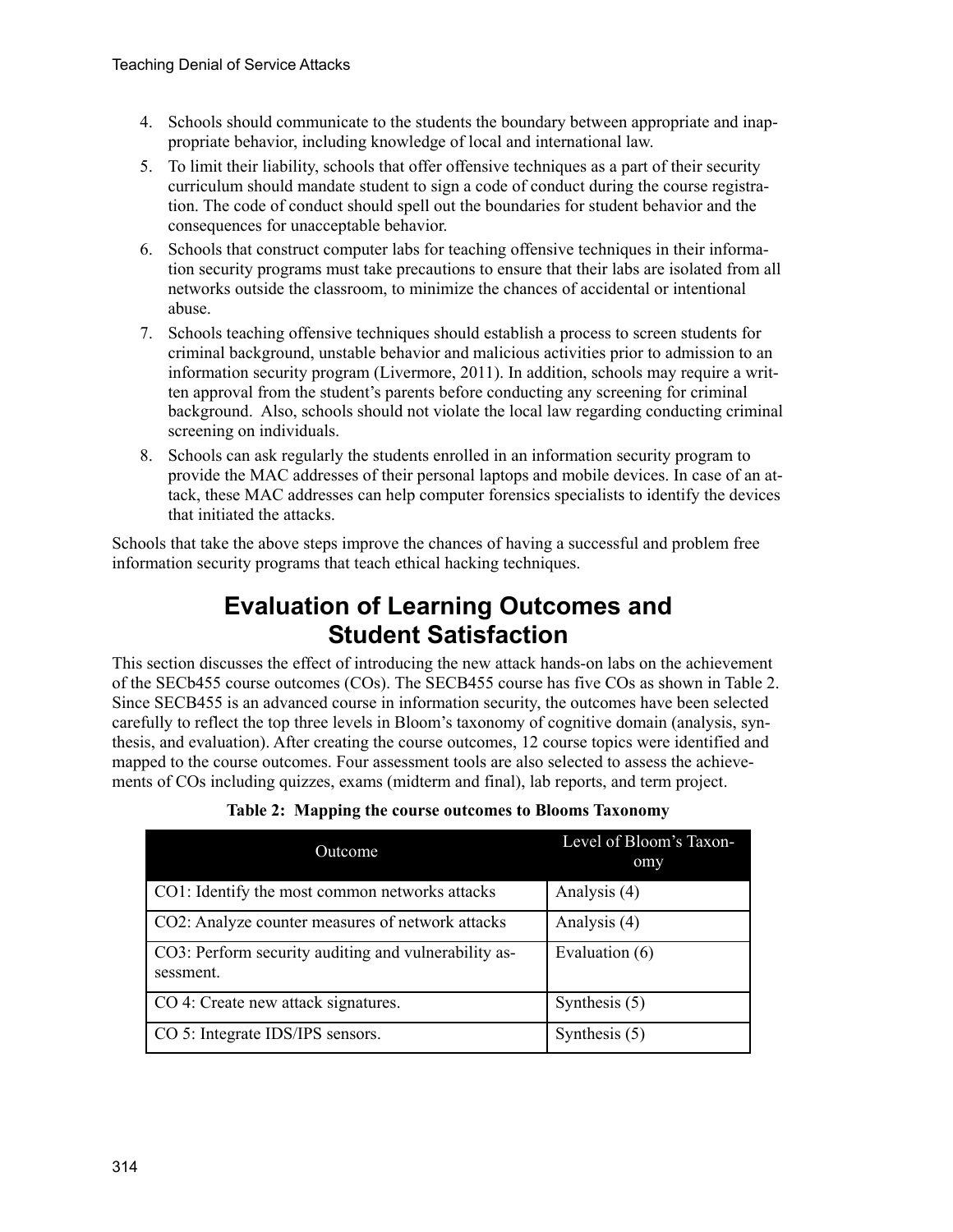4. Schools should communicate to the students the boundary between appropriate and inappropriate behavior, including knowledge of local and international law.
5. To limit their liability, schools that offer offensive techniques as a part of their security curriculum should mandate student to sign a code of conduct during the course registration. The code of conduct should spell out the boundaries for student behavior and the consequences for unacceptable behavior.
6. Schools that construct computer labs for teaching offensive techniques in their information security programs must take precautions to ensure that their labs are isolated from all networks outside the classroom, to minimize the chances of accidental or intentional abuse.
7. Schools teaching offensive techniques should establish a process to screen students for criminal background, unstable behavior and malicious activities prior to admission to an information security program (Livermore, 2011). In addition, schools may require a written approval from the student's parents before conducting any screening for criminal background. Also, schools should not violate the local law regarding conducting criminal screening on individuals.
8. Schools can ask regularly the students enrolled in an information security program to provide the MAC addresses of their personal laptops and mobile devices. In case of an attack, these MAC addresses can help computer forensics specialists to identify the devices that initiated the attacks.

Schools that take the above steps improve the chances of having a successful and problem free information security programs that teach ethical hacking techniques.

## Evaluation of Learning Outcomes and Student Satisfaction

This section discusses the effect of introducing the new attack hands-on labs on the achievement of the SECb455 course outcomes (COs). The SECB455 course has five COs as shown in Table 2. Since SECB455 is an advanced course in information security, the outcomes have been selected carefully to reflect the top three levels in Bloom's taxonomy of cognitive domain (analysis, synthesis, and evaluation). After creating the course outcomes, 12 course topics were identified and mapped to the course outcomes. Four assessment tools are also selected to assess the achievements of COs including quizzes, exams (midterm and final), lab reports, and term project.

**Table 2: Mapping the course outcomes to Blooms Taxonomy**

| Outcome | Level of Bloom's Taxonomy |
|---|---|
| CO1: Identify the most common networks attacks | Analysis (4) |
| CO2: Analyze counter measures of network attacks | Analysis (4) |
| CO3: Perform security auditing and vulnerability assessment. | Evaluation (6) |
| CO 4: Create new attack signatures. | Synthesis (5) |
| CO 5: Integrate IDS/IPS sensors. | Synthesis (5) |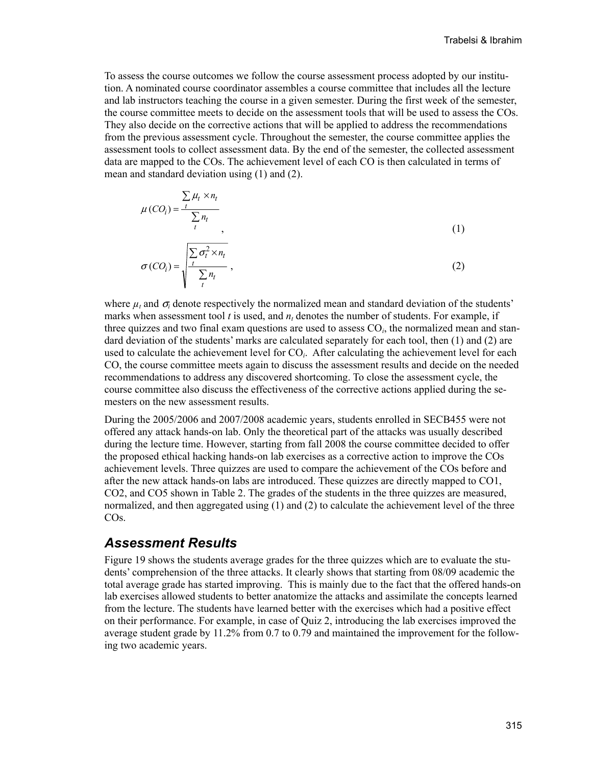To assess the course outcomes we follow the course assessment process adopted by our institution. A nominated course coordinator assembles a course committee that includes all the lecture and lab instructors teaching the course in a given semester. During the first week of the semester, the course committee meets to decide on the assessment tools that will be used to assess the COs. They also decide on the corrective actions that will be applied to address the recommendations from the previous assessment cycle. Throughout the semester, the course committee applies the assessment tools to collect assessment data. By the end of the semester, the collected assessment data are mapped to the COs. The achievement level of each CO is then calculated in terms of mean and standard deviation using (1) and (2).

$$\mu(CO_i) = \frac{\sum_t \mu_t \times n_t}{\sum_t n_t} , \tag{1}$$

$$\sigma(CO_i) = \sqrt{\frac{\sum_t \sigma_t^2 \times n_t}{\sum_t n_t}} , \tag{2}$$

where $\mu_t$ and $\sigma_t$ denote respectively the normalized mean and standard deviation of the students' marks when assessment tool $t$ is used, and $n_t$ denotes the number of students. For example, if three quizzes and two final exam questions are used to assess $CO_i$, the normalized mean and standard deviation of the students' marks are calculated separately for each tool, then (1) and (2) are used to calculate the achievement level for $CO_i$. After calculating the achievement level for each CO, the course committee meets again to discuss the assessment results and decide on the needed recommendations to address any discovered shortcoming. To close the assessment cycle, the course committee also discuss the effectiveness of the corrective actions applied during the semesters on the new assessment results.

During the 2005/2006 and 2007/2008 academic years, students enrolled in SECB455 were not offered any attack hands-on lab. Only the theoretical part of the attacks was usually described during the lecture time. However, starting from fall 2008 the course committee decided to offer the proposed ethical hacking hands-on lab exercises as a corrective action to improve the COs achievement levels. Three quizzes are used to compare the achievement of the COs before and after the new attack hands-on labs are introduced. These quizzes are directly mapped to CO1, CO2, and CO5 shown in Table 2. The grades of the students in the three quizzes are measured, normalized, and then aggregated using (1) and (2) to calculate the achievement level of the three COs.

## Assessment Results

Figure 19 shows the students average grades for the three quizzes which are to evaluate the students' comprehension of the three attacks. It clearly shows that starting from 08/09 academic the total average grade has started improving. This is mainly due to the fact that the offered hands-on lab exercises allowed students to better anatomize the attacks and assimilate the concepts learned from the lecture. The students have learned better with the exercises which had a positive effect on their performance. For example, in case of Quiz 2, introducing the lab exercises improved the average student grade by 11.2% from 0.7 to 0.79 and maintained the improvement for the following two academic years.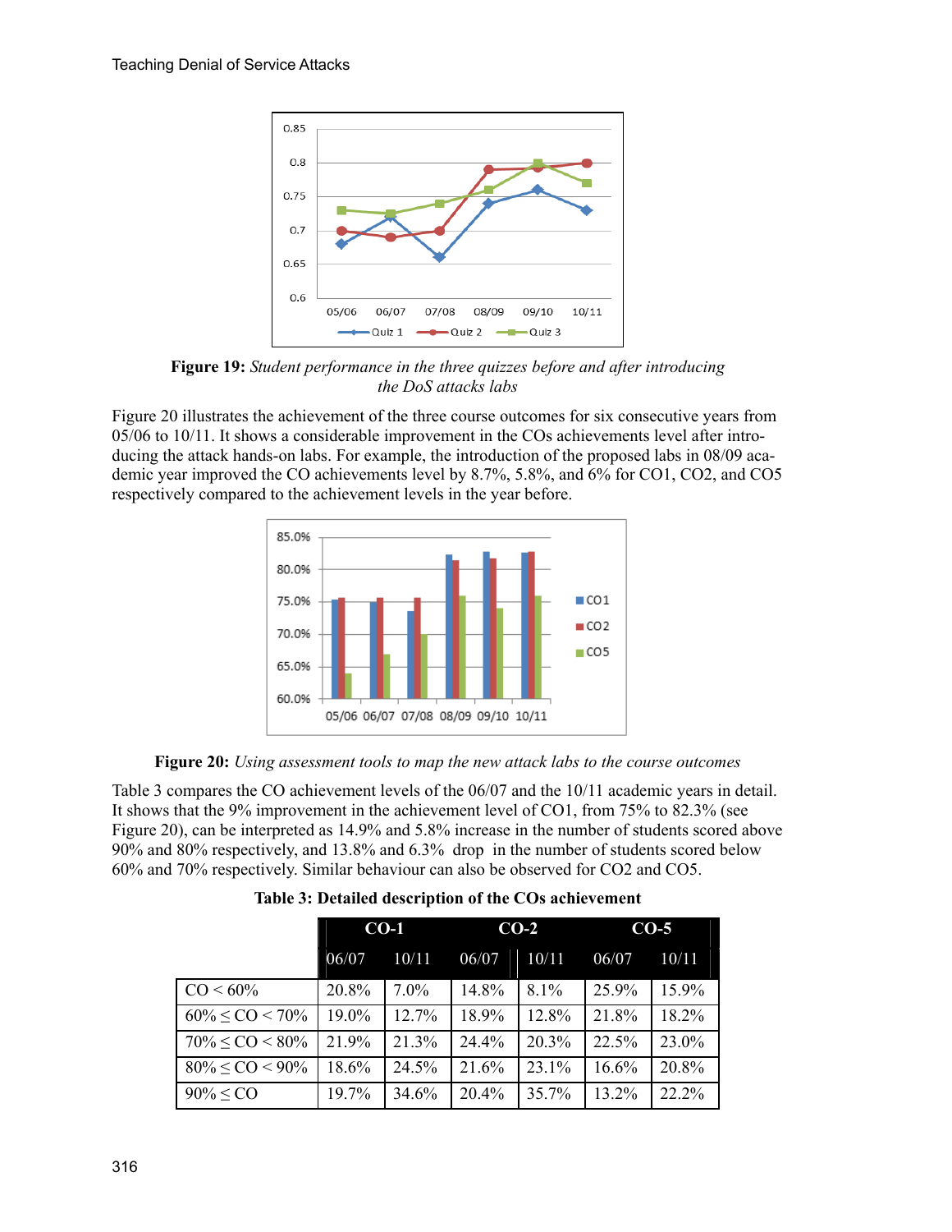**Figure 19:** *Student performance in the three quizzes before and after introducing the DoS attacks labs*

Figure 20 illustrates the achievement of the three course outcomes for six consecutive years from 05/06 to 10/11. It shows a considerable improvement in the COs achievements level after introducing the attack hands-on labs. For example, the introduction of the proposed labs in 08/09 academic year improved the CO achievements level by 8.7%, 5.8%, and 6% for CO1, CO2, and CO5 respectively compared to the achievement levels in the year before.

**Figure 20:** *Using assessment tools to map the new attack labs to the course outcomes*

Table 3 compares the CO achievement levels of the 06/07 and the 10/11 academic years in detail. It shows that the 9% improvement in the achievement level of CO1, from 75% to 82.3% (see Figure 20), can be interpreted as 14.9% and 5.8% increase in the number of students scored above 90% and 80% respectively, and 13.8% and 6.3% drop in the number of students scored below 60% and 70% respectively. Similar behaviour can also be observed for CO2 and CO5.

**Table 3: Detailed description of the COs achievement**

| | CO-1 | | CO-2 | | CO-5 | |
|---|---|---|---|---|---|---|
| | 06/07 | 10/11 | 06/07 | 10/11 | 06/07 | 10/11 |
| CO < 60% | 20.8% | 7.0% | 14.8% | 8.1% | 25.9% | 15.9% |
| 60% ≤ CO < 70% | 19.0% | 12.7% | 18.9% | 12.8% | 21.8% | 18.2% |
| 70% ≤ CO < 80% | 21.9% | 21.3% | 24.4% | 20.3% | 22.5% | 23.0% |
| 80% ≤ CO < 90% | 18.6% | 24.5% | 21.6% | 23.1% | 16.6% | 20.8% |
| 90% ≤ CO | 19.7% | 34.6% | 20.4% | 35.7% | 13.2% | 22.2% |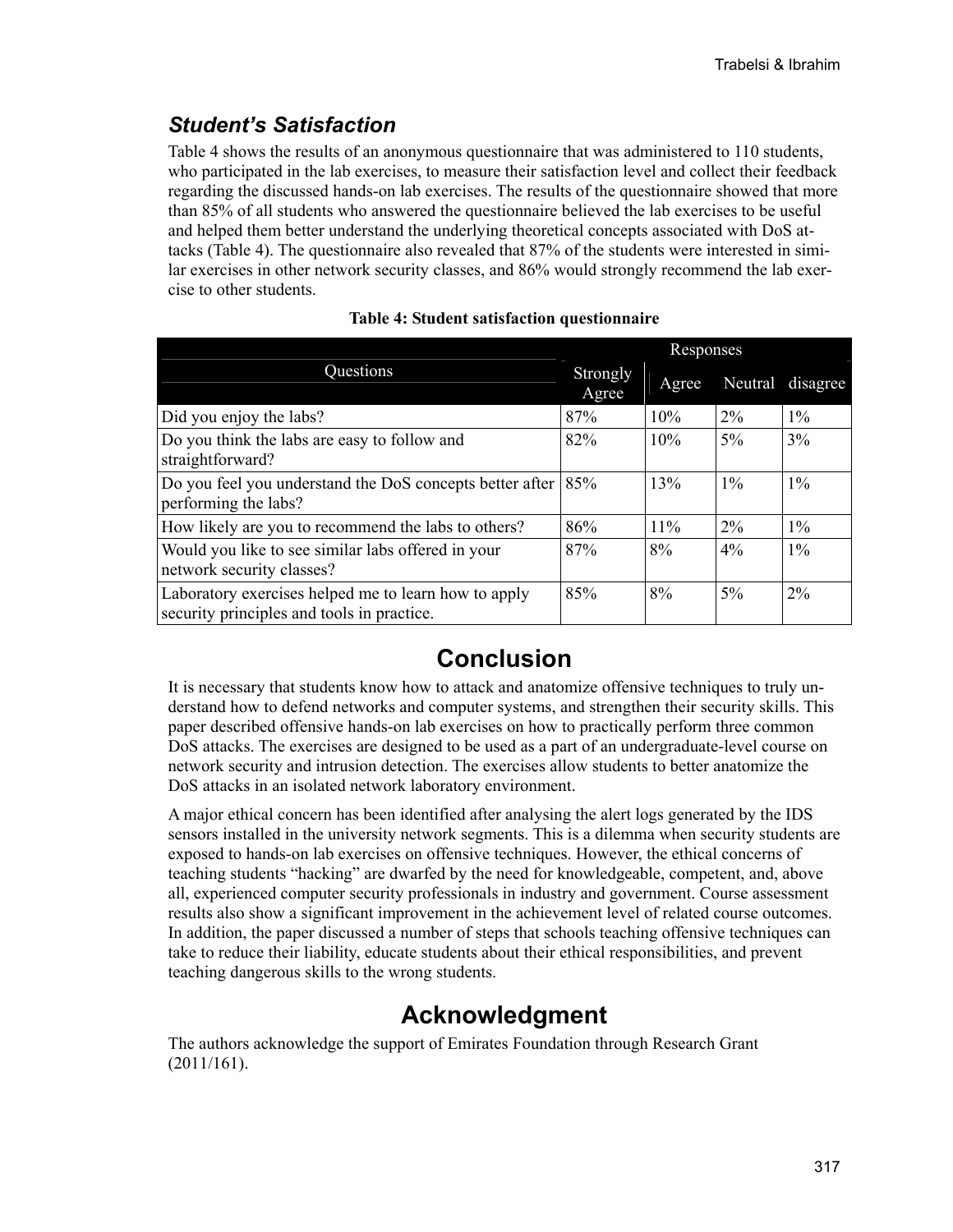### *Student's Satisfaction*

Table 4 shows the results of an anonymous questionnaire that was administered to 110 students, who participated in the lab exercises, to measure their satisfaction level and collect their feedback regarding the discussed hands-on lab exercises. The results of the questionnaire showed that more than 85% of all students who answered the questionnaire believed the lab exercises to be useful and helped them better understand the underlying theoretical concepts associated with DoS attacks (Table 4). The questionnaire also revealed that 87% of the students were interested in similar exercises in other network security classes, and 86% would strongly recommend the lab exercise to other students.

**Table 4: Student satisfaction questionnaire**

| Questions | Responses | | | |
|---|---|---|---|---|
| | Strongly Agree | Agree | Neutral | disagree |
| Did you enjoy the labs? | 87% | 10% | 2% | 1% |
| Do you think the labs are easy to follow and straightforward? | 82% | 10% | 5% | 3% |
| Do you feel you understand the DoS concepts better after performing the labs? | 85% | 13% | 1% | 1% |
| How likely are you to recommend the labs to others? | 86% | 11% | 2% | 1% |
| Would you like to see similar labs offered in your network security classes? | 87% | 8% | 4% | 1% |
| Laboratory exercises helped me to learn how to apply security principles and tools in practice. | 85% | 8% | 5% | 2% |

# Conclusion

It is necessary that students know how to attack and anatomize offensive techniques to truly understand how to defend networks and computer systems, and strengthen their security skills. This paper described offensive hands-on lab exercises on how to practically perform three common DoS attacks. The exercises are designed to be used as a part of an undergraduate-level course on network security and intrusion detection. The exercises allow students to better anatomize the DoS attacks in an isolated network laboratory environment.

A major ethical concern has been identified after analysing the alert logs generated by the IDS sensors installed in the university network segments. This is a dilemma when security students are exposed to hands-on lab exercises on offensive techniques. However, the ethical concerns of teaching students "hacking" are dwarfed by the need for knowledgeable, competent, and, above all, experienced computer security professionals in industry and government. Course assessment results also show a significant improvement in the achievement level of related course outcomes. In addition, the paper discussed a number of steps that schools teaching offensive techniques can take to reduce their liability, educate students about their ethical responsibilities, and prevent teaching dangerous skills to the wrong students.

# Acknowledgment

The authors acknowledge the support of Emirates Foundation through Research Grant (2011/161).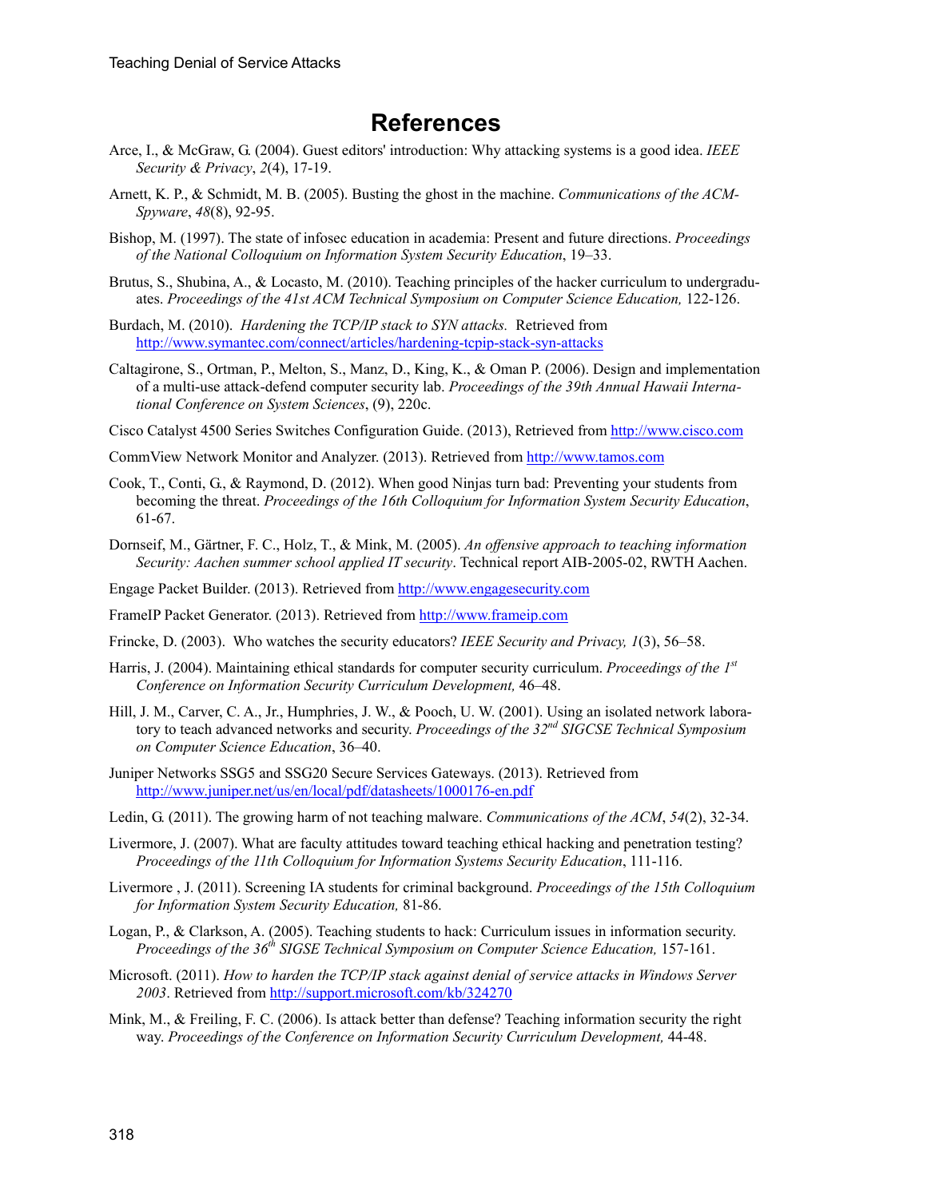# References

Arce, I., & McGraw, G. (2004). Guest editors' introduction: Why attacking systems is a good idea. *IEEE Security & Privacy*, *2*(4), 17-19.

Arnett, K. P., & Schmidt, M. B. (2005). Busting the ghost in the machine. *Communications of the ACM-Spyware*, *48*(8), 92-95.

Bishop, M. (1997). The state of infosec education in academia: Present and future directions. *Proceedings of the National Colloquium on Information System Security Education*, 19–33.

Brutus, S., Shubina, A., & Locasto, M. (2010). Teaching principles of the hacker curriculum to undergraduates. *Proceedings of the 41st ACM Technical Symposium on Computer Science Education,* 122-126.

Burdach, M. (2010). *Hardening the TCP/IP stack to SYN attacks.* Retrieved from http://www.symantec.com/connect/articles/hardening-tcpip-stack-syn-attacks

Caltagirone, S., Ortman, P., Melton, S., Manz, D., King, K., & Oman P. (2006). Design and implementation of a multi-use attack-defend computer security lab. *Proceedings of the 39th Annual Hawaii International Conference on System Sciences*, (9), 220c.

Cisco Catalyst 4500 Series Switches Configuration Guide. (2013), Retrieved from http://www.cisco.com

CommView Network Monitor and Analyzer. (2013). Retrieved from http://www.tamos.com

Cook, T., Conti, G., & Raymond, D. (2012). When good Ninjas turn bad: Preventing your students from becoming the threat. *Proceedings of the 16th Colloquium for Information System Security Education*, 61-67.

Dornseif, M., Gärtner, F. C., Holz, T., & Mink, M. (2005). *An offensive approach to teaching information Security: Aachen summer school applied IT security*. Technical report AIB-2005-02, RWTH Aachen.

Engage Packet Builder. (2013). Retrieved from http://www.engagesecurity.com

FrameIP Packet Generator. (2013). Retrieved from http://www.frameip.com

Frincke, D. (2003). Who watches the security educators? *IEEE Security and Privacy, 1*(3), 56–58.

Harris, J. (2004). Maintaining ethical standards for computer security curriculum. *Proceedings of the 1st Conference on Information Security Curriculum Development,* 46–48.

Hill, J. M., Carver, C. A., Jr., Humphries, J. W., & Pooch, U. W. (2001). Using an isolated network laboratory to teach advanced networks and security. *Proceedings of the 32nd SIGCSE Technical Symposium on Computer Science Education*, 36–40.

Juniper Networks SSG5 and SSG20 Secure Services Gateways. (2013). Retrieved from http://www.juniper.net/us/en/local/pdf/datasheets/1000176-en.pdf

Ledin, G. (2011). The growing harm of not teaching malware. *Communications of the ACM*, *54*(2), 32-34.

Livermore, J. (2007). What are faculty attitudes toward teaching ethical hacking and penetration testing? *Proceedings of the 11th Colloquium for Information Systems Security Education*, 111-116.

Livermore , J. (2011). Screening IA students for criminal background. *Proceedings of the 15th Colloquium for Information System Security Education,* 81-86.

Logan, P., & Clarkson, A. (2005). Teaching students to hack: Curriculum issues in information security. *Proceedings of the 36th SIGSE Technical Symposium on Computer Science Education,* 157-161.

Microsoft. (2011). *How to harden the TCP/IP stack against denial of service attacks in Windows Server 2003*. Retrieved from http://support.microsoft.com/kb/324270

Mink, M., & Freiling, F. C. (2006). Is attack better than defense? Teaching information security the right way. *Proceedings of the Conference on Information Security Curriculum Development,* 44-48.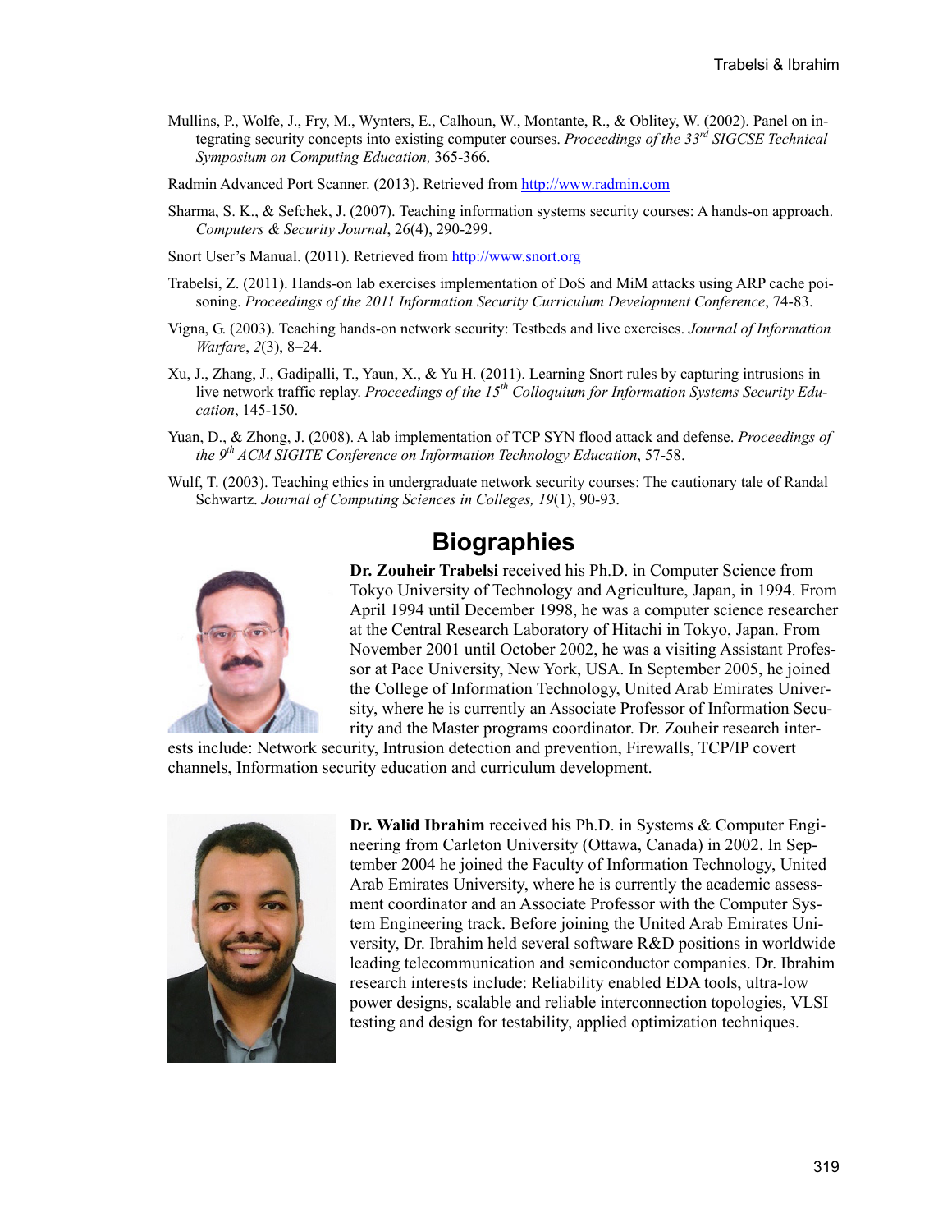Mullins, P., Wolfe, J., Fry, M., Wynters, E., Calhoun, W., Montante, R., & Oblitey, W. (2002). Panel on integrating security concepts into existing computer courses. *Proceedings of the 33rd SIGCSE Technical Symposium on Computing Education,* 365-366.

Radmin Advanced Port Scanner. (2013). Retrieved from http://www.radmin.com

Sharma, S. K., & Sefchek, J. (2007). Teaching information systems security courses: A hands-on approach. *Computers & Security Journal*, 26(4), 290-299.

Snort User's Manual. (2011). Retrieved from http://www.snort.org

Trabelsi, Z. (2011). Hands-on lab exercises implementation of DoS and MiM attacks using ARP cache poisoning. *Proceedings of the 2011 Information Security Curriculum Development Conference*, 74-83.

Vigna, G. (2003). Teaching hands-on network security: Testbeds and live exercises. *Journal of Information Warfare*, *2*(3), 8–24.

Xu, J., Zhang, J., Gadipalli, T., Yaun, X., & Yu H. (2011). Learning Snort rules by capturing intrusions in live network traffic replay. *Proceedings of the 15th Colloquium for Information Systems Security Education*, 145-150.

Yuan, D., & Zhong, J. (2008). A lab implementation of TCP SYN flood attack and defense. *Proceedings of the 9th ACM SIGITE Conference on Information Technology Education*, 57-58.

Wulf, T. (2003). Teaching ethics in undergraduate network security courses: The cautionary tale of Randal Schwartz. *Journal of Computing Sciences in Colleges, 19*(1), 90-93.

# Biographies

**Dr. Zouheir Trabelsi** received his Ph.D. in Computer Science from Tokyo University of Technology and Agriculture, Japan, in 1994. From April 1994 until December 1998, he was a computer science researcher at the Central Research Laboratory of Hitachi in Tokyo, Japan. From November 2001 until October 2002, he was a visiting Assistant Professor at Pace University, New York, USA. In September 2005, he joined the College of Information Technology, United Arab Emirates University, where he is currently an Associate Professor of Information Security and the Master programs coordinator. Dr. Zouheir research interests include: Network security, Intrusion detection and prevention, Firewalls, TCP/IP covert channels, Information security education and curriculum development.

**Dr. Walid Ibrahim** received his Ph.D. in Systems & Computer Engineering from Carleton University (Ottawa, Canada) in 2002. In September 2004 he joined the Faculty of Information Technology, United Arab Emirates University, where he is currently the academic assessment coordinator and an Associate Professor with the Computer System Engineering track. Before joining the United Arab Emirates University, Dr. Ibrahim held several software R&D positions in worldwide leading telecommunication and semiconductor companies. Dr. Ibrahim research interests include: Reliability enabled EDA tools, ultra-low power designs, scalable and reliable interconnection topologies, VLSI testing and design for testability, applied optimization techniques.